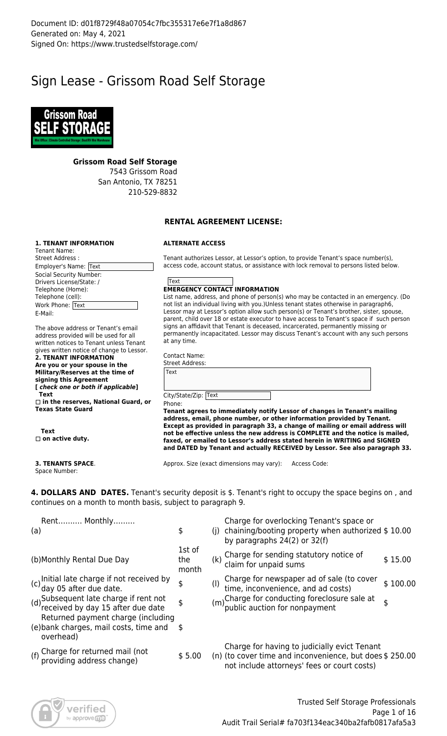Document ID: d01f8729f48a07054c7fbc355317e6e7f1a8d867
Generated on: May 4, 2021
Signed On: https://www.trustedselfstorage.com/

# Sign Lease - Grissom Road Self Storage

**Grissom Road Self Storage**
7543 Grissom Road
San Antonio, TX 78251
210-529-8832

## RENTAL AGREEMENT LICENSE:

**1. TENANT INFORMATION**
Tenant Name:
Street Address :
Employer's Name: Text
Social Security Number:
Drivers License/State: /
Telephone (Home):
Telephone (cell):
Work Phone: Text
E-Mail:

The above address or Tenant's email address provided will be used for all written notices to Tenant unless Tenant gives written notice of change to Lessor.

**2. TENANT INFORMATION**
**Are you or your spouse in the Military/Reserves at the time of signing this Agreement**
**[ *check one or both if applicable*]**
**Text**
**☐ in the reserves, National Guard, or Texas State Guard**

**Text**
**☐ on active duty.**

**ALTERNATE ACCESS**

Tenant authorizes Lessor, at Lessor's option, to provide Tenant's space number(s), access code, account status, or assistance with lock removal to persons listed below.

Text

**EMERGENCY CONTACT INFORMATION**
List name, address, and phone of person(s) who may be contacted in an emergency. (Do not list an individual living with you.)Unless tenant states otherwise in paragraph6, Lessor may at Lessor's option allow such person(s) or Tenant's brother, sister, spouse, parent, child over 18 or estate executor to have access to Tenant's space if such person signs an affidavit that Tenant is deceased, incarcerated, permanently missing or permanently incapacitated. Lessor may discuss Tenant's account with any such persons at any time.

Contact Name:
Street Address:
Text

City/State/Zip: Text
Phone:

**Tenant agrees to immediately notify Lessor of changes in Tenant's mailing address, email, phone number, or other information provided by Tenant. Except as provided in paragraph 33, a change of mailing or email address will not be effective unless the new address is COMPLETE and the notice is mailed, faxed, or emailed to Lessor's address stated herein in WRITING and SIGNED and DATED by Tenant and actually RECEIVED by Lessor. See also paragraph 33.**

**3. TENANTS SPACE**.
Space Number:

Approx. Size (exact dimensions may vary): Access Code:

**4. DOLLARS AND DATES.** Tenant's security deposit is $. Tenant's right to occupy the space begins on , and continues on a month to month basis, subject to paragraph 9.

| | | | |
|---|---|---|---|
| (a) Rent.......... Monthly......... | $ | (j) Charge for overlocking Tenant's space or chaining/booting property when authorized by paragraphs 24(2) or 32(f) | $ 10.00 |
| (b) Monthly Rental Due Day | 1st of the month | (k) Charge for sending statutory notice of claim for unpaid sums | $ 15.00 |
| (c) Initial late charge if not received by day 05 after due date. | $ | (l) Charge for newspaper ad of sale (to cover time, inconvenience, and ad costs) | $ 100.00 |
| (d) Subsequent late charge if rent not received by day 15 after due date | $ | (m) Charge for conducting foreclosure sale at public auction for nonpayment | $ |
| (e) Returned payment charge (including bank charges, mail costs, time and overhead) | $ | | |
| (f) Charge for returned mail (not providing address change) | $ 5.00 | (n) Charge for having to judicially evict Tenant (to cover time and inconvenience, but does not include attorneys' fees or court costs) | $ 250.00 |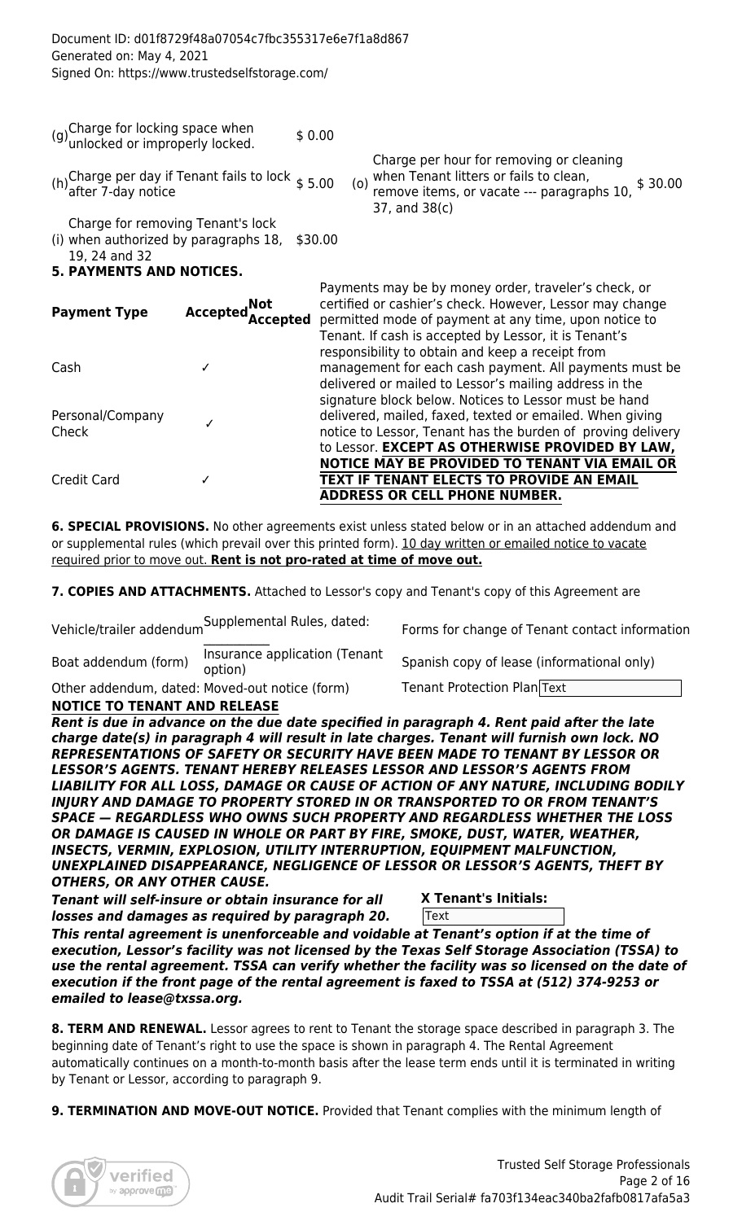Document ID: d01f8729f48a07054c7fbc355317e6e7f1a8d867
Generated on: May 4, 2021
Signed On: https://www.trustedselfstorage.com/

(g) Charge for locking space when unlocked or improperly locked. $ 0.00

(h) Charge per day if Tenant fails to lock after 7-day notice $ 5.00

(o) Charge per hour for removing or cleaning when Tenant litters or fails to clean, remove items, or vacate --- paragraphs 10, 37, and 38(c) $ 30.00

(i) Charge for removing Tenant's lock when authorized by paragraphs 18, 19, 24 and 32 $30.00

**5. PAYMENTS AND NOTICES.**

| Payment Type | Accepted | Not Accepted |
| --- | --- | --- |
| Cash | ✓ | |
| Personal/Company Check | ✓ | |
| Credit Card | ✓ | |

Payments may be by money order, traveler's check, or certified or cashier's check. However, Lessor may change permitted mode of payment at any time, upon notice to Tenant. If cash is accepted by Lessor, it is Tenant's responsibility to obtain and keep a receipt from management for each cash payment. All payments must be delivered or mailed to Lessor's mailing address in the signature block below. Notices to Lessor must be hand delivered, mailed, faxed, texted or emailed. When giving notice to Lessor, Tenant has the burden of proving delivery to Lessor. **EXCEPT AS OTHERWISE PROVIDED BY LAW, NOTICE MAY BE PROVIDED TO TENANT VIA EMAIL OR TEXT IF TENANT ELECTS TO PROVIDE AN EMAIL ADDRESS OR CELL PHONE NUMBER.**

**6. SPECIAL PROVISIONS.** No other agreements exist unless stated below or in an attached addendum and or supplemental rules (which prevail over this printed form). 10 day written or emailed notice to vacate required prior to move out. **Rent is not pro-rated at time of move out.**

**7. COPIES AND ATTACHMENTS.** Attached to Lessor's copy and Tenant's copy of this Agreement are

Vehicle/trailer addendum | Supplemental Rules, dated: __________ | Forms for change of Tenant contact information

Boat addendum (form) | Insurance application (Tenant option) | Spanish copy of lease (informational only)

Other addendum, dated: Moved-out notice (form) | Tenant Protection Plan Text

**NOTICE TO TENANT AND RELEASE**

***Rent is due in advance on the due date specified in paragraph 4. Rent paid after the late charge date(s) in paragraph 4 will result in late charges. Tenant will furnish own lock. NO REPRESENTATIONS OF SAFETY OR SECURITY HAVE BEEN MADE TO TENANT BY LESSOR OR LESSOR'S AGENTS. TENANT HEREBY RELEASES LESSOR AND LESSOR'S AGENTS FROM LIABILITY FOR ALL LOSS, DAMAGE OR CAUSE OF ACTION OF ANY NATURE, INCLUDING BODILY INJURY AND DAMAGE TO PROPERTY STORED IN OR TRANSPORTED TO OR FROM TENANT'S SPACE — REGARDLESS WHO OWNS SUCH PROPERTY AND REGARDLESS WHETHER THE LOSS OR DAMAGE IS CAUSED IN WHOLE OR PART BY FIRE, SMOKE, DUST, WATER, WEATHER, INSECTS, VERMIN, EXPLOSION, UTILITY INTERRUPTION, EQUIPMENT MALFUNCTION, UNEXPLAINED DISAPPEARANCE, NEGLIGENCE OF LESSOR OR LESSOR'S AGENTS, THEFT BY OTHERS, OR ANY OTHER CAUSE.***

***Tenant will self-insure or obtain insurance for all losses and damages as required by paragraph 20.***

**X Tenant's Initials:** Text

***This rental agreement is unenforceable and voidable at Tenant's option if at the time of execution, Lessor's facility was not licensed by the Texas Self Storage Association (TSSA) to use the rental agreement. TSSA can verify whether the facility was so licensed on the date of execution if the front page of the rental agreement is faxed to TSSA at (512) 374-9253 or emailed to lease@txssa.org.***

**8. TERM AND RENEWAL.** Lessor agrees to rent to Tenant the storage space described in paragraph 3. The beginning date of Tenant's right to use the space is shown in paragraph 4. The Rental Agreement automatically continues on a month-to-month basis after the lease term ends until it is terminated in writing by Tenant or Lessor, according to paragraph 9.

**9. TERMINATION AND MOVE-OUT NOTICE.** Provided that Tenant complies with the minimum length of

Trusted Self Storage Professionals

Audit Trail Serial# fa703f134eac340ba2fafb0817afa5a3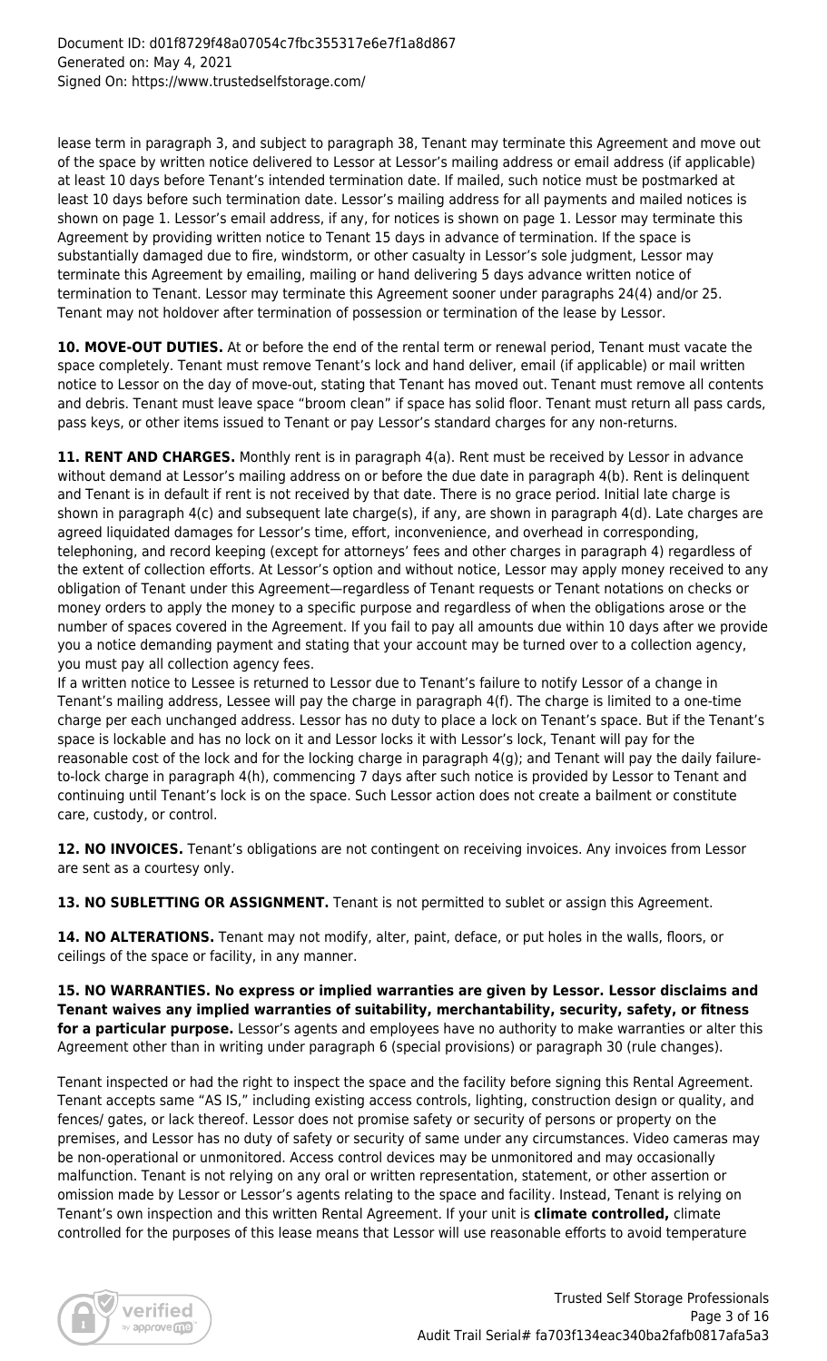lease term in paragraph 3, and subject to paragraph 38, Tenant may terminate this Agreement and move out of the space by written notice delivered to Lessor at Lessor's mailing address or email address (if applicable) at least 10 days before Tenant's intended termination date. If mailed, such notice must be postmarked at least 10 days before such termination date. Lessor's mailing address for all payments and mailed notices is shown on page 1. Lessor's email address, if any, for notices is shown on page 1. Lessor may terminate this Agreement by providing written notice to Tenant 15 days in advance of termination. If the space is substantially damaged due to fire, windstorm, or other casualty in Lessor's sole judgment, Lessor may terminate this Agreement by emailing, mailing or hand delivering 5 days advance written notice of termination to Tenant. Lessor may terminate this Agreement sooner under paragraphs 24(4) and/or 25. Tenant may not holdover after termination of possession or termination of the lease by Lessor.

**10. MOVE-OUT DUTIES.** At or before the end of the rental term or renewal period, Tenant must vacate the space completely. Tenant must remove Tenant's lock and hand deliver, email (if applicable) or mail written notice to Lessor on the day of move-out, stating that Tenant has moved out. Tenant must remove all contents and debris. Tenant must leave space "broom clean" if space has solid floor. Tenant must return all pass cards, pass keys, or other items issued to Tenant or pay Lessor's standard charges for any non-returns.

**11. RENT AND CHARGES.** Monthly rent is in paragraph 4(a). Rent must be received by Lessor in advance without demand at Lessor's mailing address on or before the due date in paragraph 4(b). Rent is delinquent and Tenant is in default if rent is not received by that date. There is no grace period. Initial late charge is shown in paragraph 4(c) and subsequent late charge(s), if any, are shown in paragraph 4(d). Late charges are agreed liquidated damages for Lessor's time, effort, inconvenience, and overhead in corresponding, telephoning, and record keeping (except for attorneys' fees and other charges in paragraph 4) regardless of the extent of collection efforts. At Lessor's option and without notice, Lessor may apply money received to any obligation of Tenant under this Agreement—regardless of Tenant requests or Tenant notations on checks or money orders to apply the money to a specific purpose and regardless of when the obligations arose or the number of spaces covered in the Agreement. If you fail to pay all amounts due within 10 days after we provide you a notice demanding payment and stating that your account may be turned over to a collection agency, you must pay all collection agency fees.

If a written notice to Lessee is returned to Lessor due to Tenant's failure to notify Lessor of a change in Tenant's mailing address, Lessee will pay the charge in paragraph 4(f). The charge is limited to a one-time charge per each unchanged address. Lessor has no duty to place a lock on Tenant's space. But if the Tenant's space is lockable and has no lock on it and Lessor locks it with Lessor's lock, Tenant will pay for the reasonable cost of the lock and for the locking charge in paragraph 4(g); and Tenant will pay the daily failure-to-lock charge in paragraph 4(h), commencing 7 days after such notice is provided by Lessor to Tenant and continuing until Tenant's lock is on the space. Such Lessor action does not create a bailment or constitute care, custody, or control.

**12. NO INVOICES.** Tenant's obligations are not contingent on receiving invoices. Any invoices from Lessor are sent as a courtesy only.

**13. NO SUBLETTING OR ASSIGNMENT.** Tenant is not permitted to sublet or assign this Agreement.

**14. NO ALTERATIONS.** Tenant may not modify, alter, paint, deface, or put holes in the walls, floors, or ceilings of the space or facility, in any manner.

**15. NO WARRANTIES. No express or implied warranties are given by Lessor. Lessor disclaims and Tenant waives any implied warranties of suitability, merchantability, security, safety, or fitness for a particular purpose.** Lessor's agents and employees have no authority to make warranties or alter this Agreement other than in writing under paragraph 6 (special provisions) or paragraph 30 (rule changes).

Tenant inspected or had the right to inspect the space and the facility before signing this Rental Agreement. Tenant accepts same "AS IS," including existing access controls, lighting, construction design or quality, and fences/ gates, or lack thereof. Lessor does not promise safety or security of persons or property on the premises, and Lessor has no duty of safety or security of same under any circumstances. Video cameras may be non-operational or unmonitored. Access control devices may be unmonitored and may occasionally malfunction. Tenant is not relying on any oral or written representation, statement, or other assertion or omission made by Lessor or Lessor's agents relating to the space and facility. Instead, Tenant is relying on Tenant's own inspection and this written Rental Agreement. If your unit is **climate controlled,** climate controlled for the purposes of this lease means that Lessor will use reasonable efforts to avoid temperature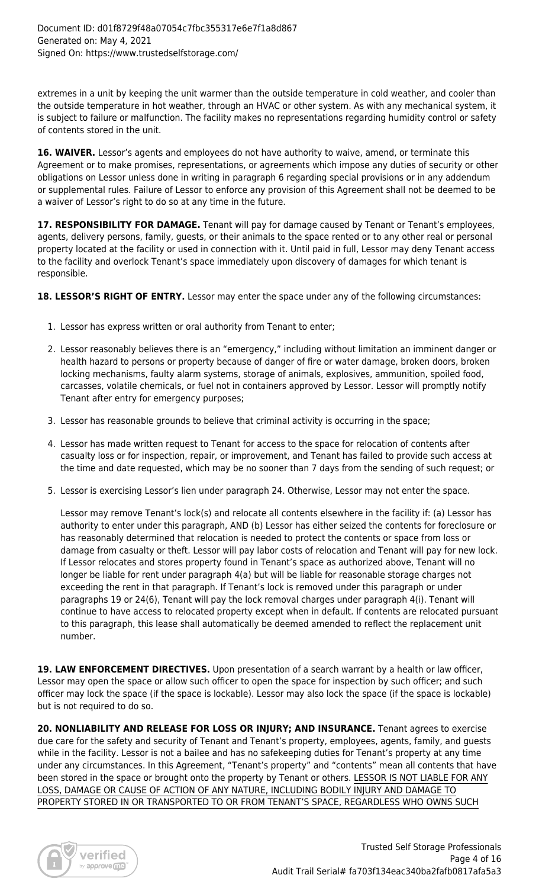extremes in a unit by keeping the unit warmer than the outside temperature in cold weather, and cooler than the outside temperature in hot weather, through an HVAC or other system. As with any mechanical system, it is subject to failure or malfunction. The facility makes no representations regarding humidity control or safety of contents stored in the unit.

**16. WAIVER.** Lessor's agents and employees do not have authority to waive, amend, or terminate this Agreement or to make promises, representations, or agreements which impose any duties of security or other obligations on Lessor unless done in writing in paragraph 6 regarding special provisions or in any addendum or supplemental rules. Failure of Lessor to enforce any provision of this Agreement shall not be deemed to be a waiver of Lessor's right to do so at any time in the future.

**17. RESPONSIBILITY FOR DAMAGE.** Tenant will pay for damage caused by Tenant or Tenant's employees, agents, delivery persons, family, guests, or their animals to the space rented or to any other real or personal property located at the facility or used in connection with it. Until paid in full, Lessor may deny Tenant access to the facility and overlock Tenant's space immediately upon discovery of damages for which tenant is responsible.

**18. LESSOR'S RIGHT OF ENTRY.** Lessor may enter the space under any of the following circumstances:

1. Lessor has express written or oral authority from Tenant to enter;
2. Lessor reasonably believes there is an "emergency," including without limitation an imminent danger or health hazard to persons or property because of danger of fire or water damage, broken doors, broken locking mechanisms, faulty alarm systems, storage of animals, explosives, ammunition, spoiled food, carcasses, volatile chemicals, or fuel not in containers approved by Lessor. Lessor will promptly notify Tenant after entry for emergency purposes;
3. Lessor has reasonable grounds to believe that criminal activity is occurring in the space;
4. Lessor has made written request to Tenant for access to the space for relocation of contents after casualty loss or for inspection, repair, or improvement, and Tenant has failed to provide such access at the time and date requested, which may be no sooner than 7 days from the sending of such request; or
5. Lessor is exercising Lessor's lien under paragraph 24. Otherwise, Lessor may not enter the space.

   Lessor may remove Tenant's lock(s) and relocate all contents elsewhere in the facility if: (a) Lessor has authority to enter under this paragraph, AND (b) Lessor has either seized the contents for foreclosure or has reasonably determined that relocation is needed to protect the contents or space from loss or damage from casualty or theft. Lessor will pay labor costs of relocation and Tenant will pay for new lock. If Lessor relocates and stores property found in Tenant's space as authorized above, Tenant will no longer be liable for rent under paragraph 4(a) but will be liable for reasonable storage charges not exceeding the rent in that paragraph. If Tenant's lock is removed under this paragraph or under paragraphs 19 or 24(6), Tenant will pay the lock removal charges under paragraph 4(i). Tenant will continue to have access to relocated property except when in default. If contents are relocated pursuant to this paragraph, this lease shall automatically be deemed amended to reflect the replacement unit number.

**19. LAW ENFORCEMENT DIRECTIVES.** Upon presentation of a search warrant by a health or law officer, Lessor may open the space or allow such officer to open the space for inspection by such officer; and such officer may lock the space (if the space is lockable). Lessor may also lock the space (if the space is lockable) but is not required to do so.

**20. NONLIABILITY AND RELEASE FOR LOSS OR INJURY; AND INSURANCE.** Tenant agrees to exercise due care for the safety and security of Tenant and Tenant's property, employees, agents, family, and guests while in the facility. Lessor is not a bailee and has no safekeeping duties for Tenant's property at any time under any circumstances. In this Agreement, "Tenant's property" and "contents" mean all contents that have been stored in the space or brought onto the property by Tenant or others. LESSOR IS NOT LIABLE FOR ANY LOSS, DAMAGE OR CAUSE OF ACTION OF ANY NATURE, INCLUDING BODILY INJURY AND DAMAGE TO PROPERTY STORED IN OR TRANSPORTED TO OR FROM TENANT'S SPACE, REGARDLESS WHO OWNS SUCH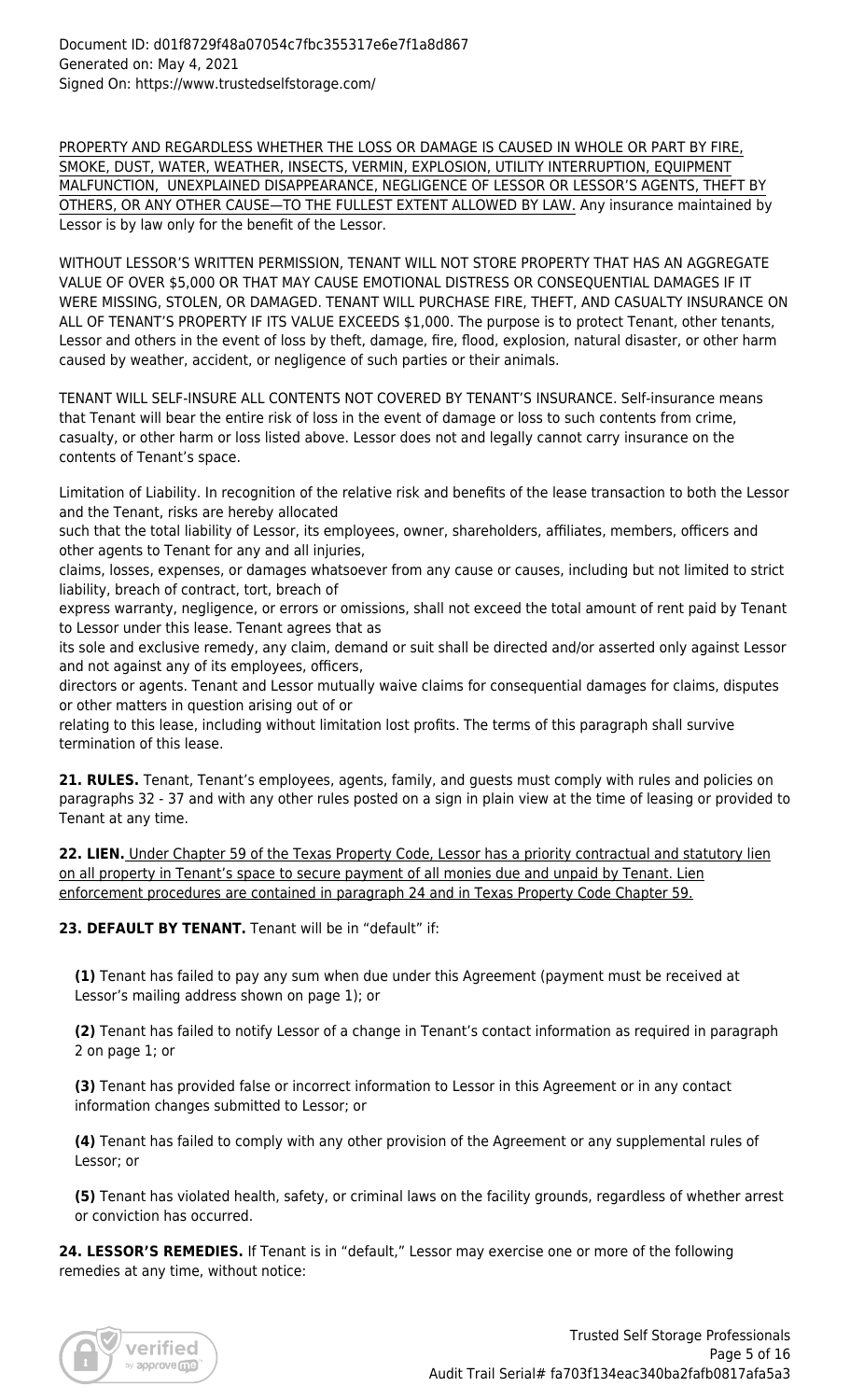PROPERTY AND REGARDLESS WHETHER THE LOSS OR DAMAGE IS CAUSED IN WHOLE OR PART BY FIRE, SMOKE, DUST, WATER, WEATHER, INSECTS, VERMIN, EXPLOSION, UTILITY INTERRUPTION, EQUIPMENT MALFUNCTION, UNEXPLAINED DISAPPEARANCE, NEGLIGENCE OF LESSOR OR LESSOR'S AGENTS, THEFT BY OTHERS, OR ANY OTHER CAUSE—TO THE FULLEST EXTENT ALLOWED BY LAW. Any insurance maintained by Lessor is by law only for the benefit of the Lessor.

WITHOUT LESSOR'S WRITTEN PERMISSION, TENANT WILL NOT STORE PROPERTY THAT HAS AN AGGREGATE VALUE OF OVER $5,000 OR THAT MAY CAUSE EMOTIONAL DISTRESS OR CONSEQUENTIAL DAMAGES IF IT WERE MISSING, STOLEN, OR DAMAGED. TENANT WILL PURCHASE FIRE, THEFT, AND CASUALTY INSURANCE ON ALL OF TENANT'S PROPERTY IF ITS VALUE EXCEEDS $1,000. The purpose is to protect Tenant, other tenants, Lessor and others in the event of loss by theft, damage, fire, flood, explosion, natural disaster, or other harm caused by weather, accident, or negligence of such parties or their animals.

TENANT WILL SELF-INSURE ALL CONTENTS NOT COVERED BY TENANT'S INSURANCE. Self-insurance means that Tenant will bear the entire risk of loss in the event of damage or loss to such contents from crime, casualty, or other harm or loss listed above. Lessor does not and legally cannot carry insurance on the contents of Tenant's space.

Limitation of Liability. In recognition of the relative risk and benefits of the lease transaction to both the Lessor and the Tenant, risks are hereby allocated such that the total liability of Lessor, its employees, owner, shareholders, affiliates, members, officers and other agents to Tenant for any and all injuries, claims, losses, expenses, or damages whatsoever from any cause or causes, including but not limited to strict liability, breach of contract, tort, breach of express warranty, negligence, or errors or omissions, shall not exceed the total amount of rent paid by Tenant to Lessor under this lease. Tenant agrees that as its sole and exclusive remedy, any claim, demand or suit shall be directed and/or asserted only against Lessor and not against any of its employees, officers, directors or agents. Tenant and Lessor mutually waive claims for consequential damages for claims, disputes or other matters in question arising out of or relating to this lease, including without limitation lost profits. The terms of this paragraph shall survive termination of this lease.

**21. RULES.** Tenant, Tenant's employees, agents, family, and guests must comply with rules and policies on paragraphs 32 - 37 and with any other rules posted on a sign in plain view at the time of leasing or provided to Tenant at any time.

**22. LIEN.** Under Chapter 59 of the Texas Property Code, Lessor has a priority contractual and statutory lien on all property in Tenant's space to secure payment of all monies due and unpaid by Tenant. Lien enforcement procedures are contained in paragraph 24 and in Texas Property Code Chapter 59.

**23. DEFAULT BY TENANT.** Tenant will be in "default" if:

**(1)** Tenant has failed to pay any sum when due under this Agreement (payment must be received at Lessor's mailing address shown on page 1); or

**(2)** Tenant has failed to notify Lessor of a change in Tenant's contact information as required in paragraph 2 on page 1; or

**(3)** Tenant has provided false or incorrect information to Lessor in this Agreement or in any contact information changes submitted to Lessor; or

**(4)** Tenant has failed to comply with any other provision of the Agreement or any supplemental rules of Lessor; or

**(5)** Tenant has violated health, safety, or criminal laws on the facility grounds, regardless of whether arrest or conviction has occurred.

**24. LESSOR'S REMEDIES.** If Tenant is in "default," Lessor may exercise one or more of the following remedies at any time, without notice: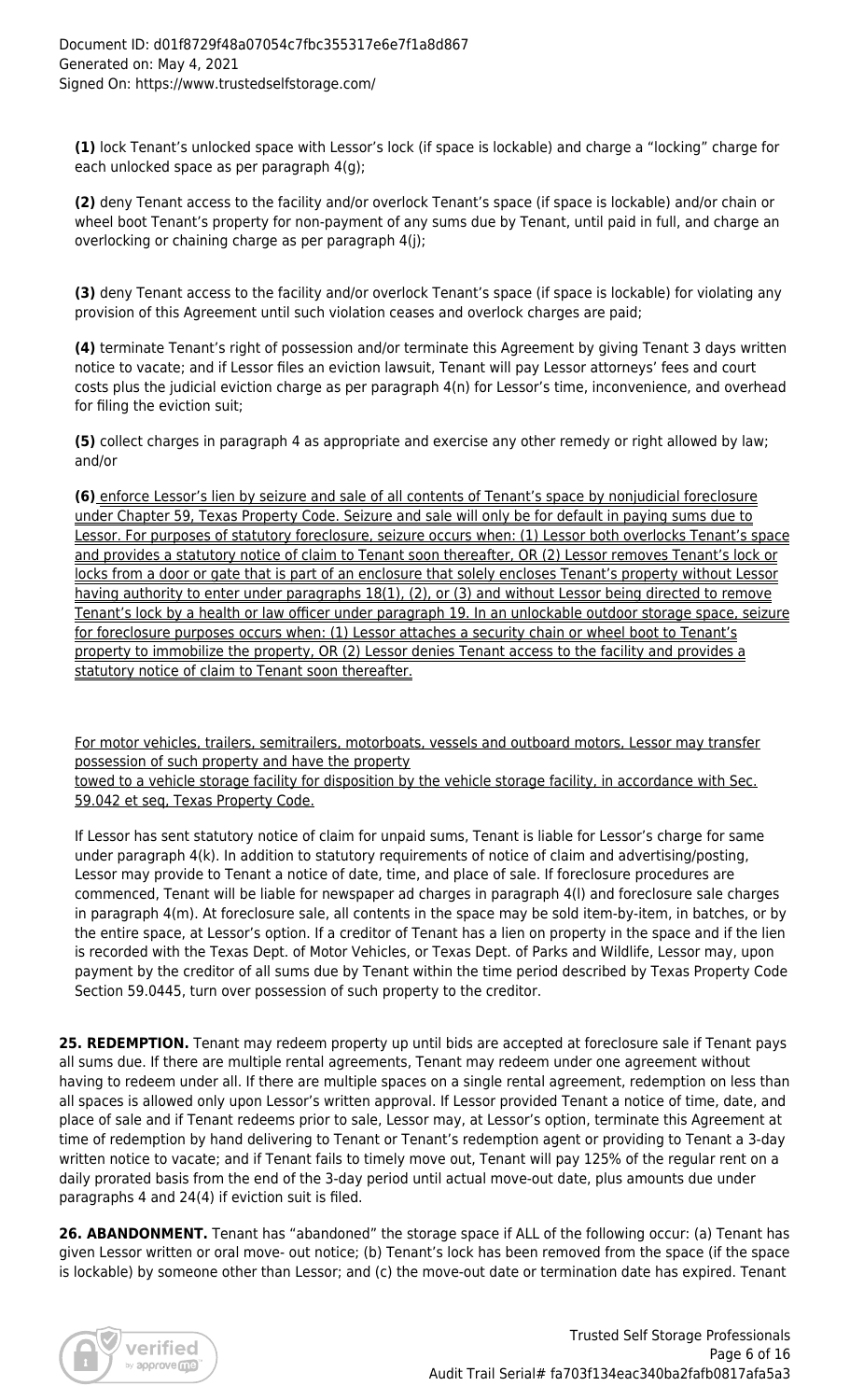**(1)** lock Tenant's unlocked space with Lessor's lock (if space is lockable) and charge a "locking" charge for each unlocked space as per paragraph 4(g);

**(2)** deny Tenant access to the facility and/or overlock Tenant's space (if space is lockable) and/or chain or wheel boot Tenant's property for non-payment of any sums due by Tenant, until paid in full, and charge an overlocking or chaining charge as per paragraph 4(j);

**(3)** deny Tenant access to the facility and/or overlock Tenant's space (if space is lockable) for violating any provision of this Agreement until such violation ceases and overlock charges are paid;

**(4)** terminate Tenant's right of possession and/or terminate this Agreement by giving Tenant 3 days written notice to vacate; and if Lessor files an eviction lawsuit, Tenant will pay Lessor attorneys' fees and court costs plus the judicial eviction charge as per paragraph 4(n) for Lessor's time, inconvenience, and overhead for filing the eviction suit;

**(5)** collect charges in paragraph 4 as appropriate and exercise any other remedy or right allowed by law; and/or

**(6)** enforce Lessor's lien by seizure and sale of all contents of Tenant's space by nonjudicial foreclosure under Chapter 59, Texas Property Code. Seizure and sale will only be for default in paying sums due to Lessor. For purposes of statutory foreclosure, seizure occurs when: (1) Lessor both overlocks Tenant's space and provides a statutory notice of claim to Tenant soon thereafter, OR (2) Lessor removes Tenant's lock or locks from a door or gate that is part of an enclosure that solely encloses Tenant's property without Lessor having authority to enter under paragraphs 18(1), (2), or (3) and without Lessor being directed to remove Tenant's lock by a health or law officer under paragraph 19. In an unlockable outdoor storage space, seizure for foreclosure purposes occurs when: (1) Lessor attaches a security chain or wheel boot to Tenant's property to immobilize the property, OR (2) Lessor denies Tenant access to the facility and provides a statutory notice of claim to Tenant soon thereafter.

For motor vehicles, trailers, semitrailers, motorboats, vessels and outboard motors, Lessor may transfer possession of such property and have the property towed to a vehicle storage facility for disposition by the vehicle storage facility, in accordance with Sec. 59.042 et seq, Texas Property Code.

If Lessor has sent statutory notice of claim for unpaid sums, Tenant is liable for Lessor's charge for same under paragraph 4(k). In addition to statutory requirements of notice of claim and advertising/posting, Lessor may provide to Tenant a notice of date, time, and place of sale. If foreclosure procedures are commenced, Tenant will be liable for newspaper ad charges in paragraph 4(l) and foreclosure sale charges in paragraph 4(m). At foreclosure sale, all contents in the space may be sold item-by-item, in batches, or by the entire space, at Lessor's option. If a creditor of Tenant has a lien on property in the space and if the lien is recorded with the Texas Dept. of Motor Vehicles, or Texas Dept. of Parks and Wildlife, Lessor may, upon payment by the creditor of all sums due by Tenant within the time period described by Texas Property Code Section 59.0445, turn over possession of such property to the creditor.

**25. REDEMPTION.** Tenant may redeem property up until bids are accepted at foreclosure sale if Tenant pays all sums due. If there are multiple rental agreements, Tenant may redeem under one agreement without having to redeem under all. If there are multiple spaces on a single rental agreement, redemption on less than all spaces is allowed only upon Lessor's written approval. If Lessor provided Tenant a notice of time, date, and place of sale and if Tenant redeems prior to sale, Lessor may, at Lessor's option, terminate this Agreement at time of redemption by hand delivering to Tenant or Tenant's redemption agent or providing to Tenant a 3-day written notice to vacate; and if Tenant fails to timely move out, Tenant will pay 125% of the regular rent on a daily prorated basis from the end of the 3-day period until actual move-out date, plus amounts due under paragraphs 4 and 24(4) if eviction suit is filed.

**26. ABANDONMENT.** Tenant has "abandoned" the storage space if ALL of the following occur: (a) Tenant has given Lessor written or oral move- out notice; (b) Tenant's lock has been removed from the space (if the space is lockable) by someone other than Lessor; and (c) the move-out date or termination date has expired. Tenant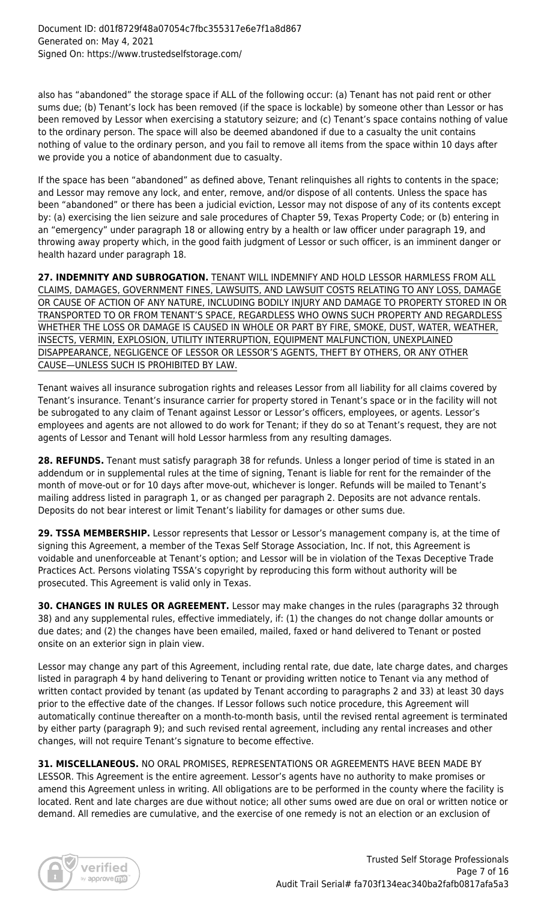also has "abandoned" the storage space if ALL of the following occur: (a) Tenant has not paid rent or other sums due; (b) Tenant's lock has been removed (if the space is lockable) by someone other than Lessor or has been removed by Lessor when exercising a statutory seizure; and (c) Tenant's space contains nothing of value to the ordinary person. The space will also be deemed abandoned if due to a casualty the unit contains nothing of value to the ordinary person, and you fail to remove all items from the space within 10 days after we provide you a notice of abandonment due to casualty.

If the space has been "abandoned" as defined above, Tenant relinquishes all rights to contents in the space; and Lessor may remove any lock, and enter, remove, and/or dispose of all contents. Unless the space has been "abandoned" or there has been a judicial eviction, Lessor may not dispose of any of its contents except by: (a) exercising the lien seizure and sale procedures of Chapter 59, Texas Property Code; or (b) entering in an "emergency" under paragraph 18 or allowing entry by a health or law officer under paragraph 19, and throwing away property which, in the good faith judgment of Lessor or such officer, is an imminent danger or health hazard under paragraph 18.

**27. INDEMNITY AND SUBROGATION.** TENANT WILL INDEMNIFY AND HOLD LESSOR HARMLESS FROM ALL CLAIMS, DAMAGES, GOVERNMENT FINES, LAWSUITS, AND LAWSUIT COSTS RELATING TO ANY LOSS, DAMAGE OR CAUSE OF ACTION OF ANY NATURE, INCLUDING BODILY INJURY AND DAMAGE TO PROPERTY STORED IN OR TRANSPORTED TO OR FROM TENANT'S SPACE, REGARDLESS WHO OWNS SUCH PROPERTY AND REGARDLESS WHETHER THE LOSS OR DAMAGE IS CAUSED IN WHOLE OR PART BY FIRE, SMOKE, DUST, WATER, WEATHER, INSECTS, VERMIN, EXPLOSION, UTILITY INTERRUPTION, EQUIPMENT MALFUNCTION, UNEXPLAINED DISAPPEARANCE, NEGLIGENCE OF LESSOR OR LESSOR'S AGENTS, THEFT BY OTHERS, OR ANY OTHER CAUSE—UNLESS SUCH IS PROHIBITED BY LAW.

Tenant waives all insurance subrogation rights and releases Lessor from all liability for all claims covered by Tenant's insurance. Tenant's insurance carrier for property stored in Tenant's space or in the facility will not be subrogated to any claim of Tenant against Lessor or Lessor's officers, employees, or agents. Lessor's employees and agents are not allowed to do work for Tenant; if they do so at Tenant's request, they are not agents of Lessor and Tenant will hold Lessor harmless from any resulting damages.

**28. REFUNDS.** Tenant must satisfy paragraph 38 for refunds. Unless a longer period of time is stated in an addendum or in supplemental rules at the time of signing, Tenant is liable for rent for the remainder of the month of move-out or for 10 days after move-out, whichever is longer. Refunds will be mailed to Tenant's mailing address listed in paragraph 1, or as changed per paragraph 2. Deposits are not advance rentals. Deposits do not bear interest or limit Tenant's liability for damages or other sums due.

**29. TSSA MEMBERSHIP.** Lessor represents that Lessor or Lessor's management company is, at the time of signing this Agreement, a member of the Texas Self Storage Association, Inc. If not, this Agreement is voidable and unenforceable at Tenant's option; and Lessor will be in violation of the Texas Deceptive Trade Practices Act. Persons violating TSSA's copyright by reproducing this form without authority will be prosecuted. This Agreement is valid only in Texas.

**30. CHANGES IN RULES OR AGREEMENT.** Lessor may make changes in the rules (paragraphs 32 through 38) and any supplemental rules, effective immediately, if: (1) the changes do not change dollar amounts or due dates; and (2) the changes have been emailed, mailed, faxed or hand delivered to Tenant or posted onsite on an exterior sign in plain view.

Lessor may change any part of this Agreement, including rental rate, due date, late charge dates, and charges listed in paragraph 4 by hand delivering to Tenant or providing written notice to Tenant via any method of written contact provided by tenant (as updated by Tenant according to paragraphs 2 and 33) at least 30 days prior to the effective date of the changes. If Lessor follows such notice procedure, this Agreement will automatically continue thereafter on a month-to-month basis, until the revised rental agreement is terminated by either party (paragraph 9); and such revised rental agreement, including any rental increases and other changes, will not require Tenant's signature to become effective.

**31. MISCELLANEOUS.** NO ORAL PROMISES, REPRESENTATIONS OR AGREEMENTS HAVE BEEN MADE BY LESSOR. This Agreement is the entire agreement. Lessor's agents have no authority to make promises or amend this Agreement unless in writing. All obligations are to be performed in the county where the facility is located. Rent and late charges are due without notice; all other sums owed are due on oral or written notice or demand. All remedies are cumulative, and the exercise of one remedy is not an election or an exclusion of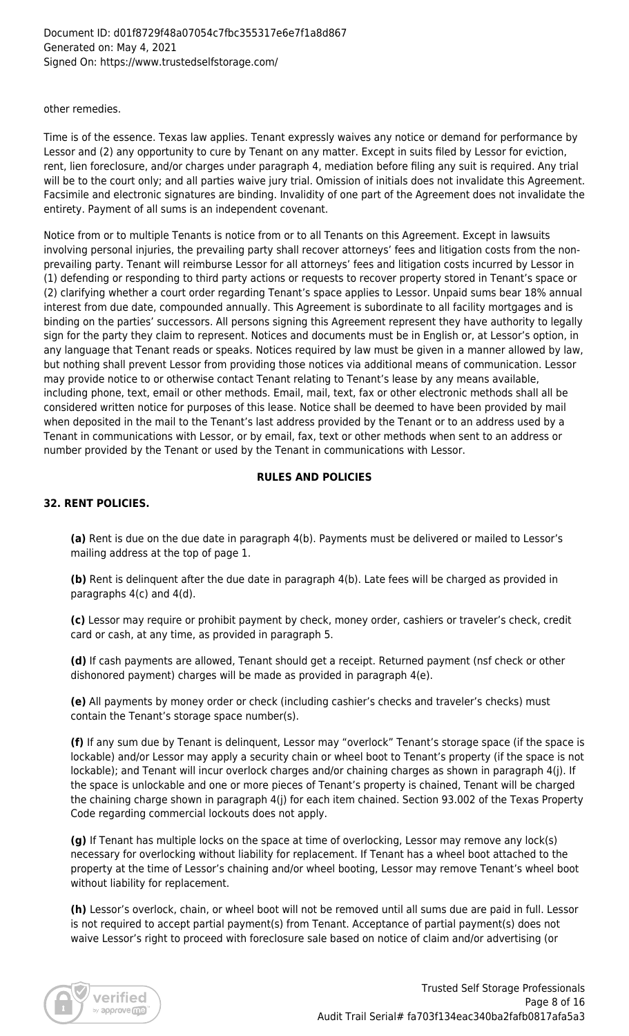other remedies.

Time is of the essence. Texas law applies. Tenant expressly waives any notice or demand for performance by Lessor and (2) any opportunity to cure by Tenant on any matter. Except in suits filed by Lessor for eviction, rent, lien foreclosure, and/or charges under paragraph 4, mediation before filing any suit is required. Any trial will be to the court only; and all parties waive jury trial. Omission of initials does not invalidate this Agreement. Facsimile and electronic signatures are binding. Invalidity of one part of the Agreement does not invalidate the entirety. Payment of all sums is an independent covenant.

Notice from or to multiple Tenants is notice from or to all Tenants on this Agreement. Except in lawsuits involving personal injuries, the prevailing party shall recover attorneys' fees and litigation costs from the non-prevailing party. Tenant will reimburse Lessor for all attorneys' fees and litigation costs incurred by Lessor in (1) defending or responding to third party actions or requests to recover property stored in Tenant's space or (2) clarifying whether a court order regarding Tenant's space applies to Lessor. Unpaid sums bear 18% annual interest from due date, compounded annually. This Agreement is subordinate to all facility mortgages and is binding on the parties' successors. All persons signing this Agreement represent they have authority to legally sign for the party they claim to represent. Notices and documents must be in English or, at Lessor's option, in any language that Tenant reads or speaks. Notices required by law must be given in a manner allowed by law, but nothing shall prevent Lessor from providing those notices via additional means of communication. Lessor may provide notice to or otherwise contact Tenant relating to Tenant's lease by any means available, including phone, text, email or other methods. Email, mail, text, fax or other electronic methods shall all be considered written notice for purposes of this lease. Notice shall be deemed to have been provided by mail when deposited in the mail to the Tenant's last address provided by the Tenant or to an address used by a Tenant in communications with Lessor, or by email, fax, text or other methods when sent to an address or number provided by the Tenant or used by the Tenant in communications with Lessor.

## RULES AND POLICIES

### 32. RENT POLICIES.

**(a)** Rent is due on the due date in paragraph 4(b). Payments must be delivered or mailed to Lessor's mailing address at the top of page 1.

**(b)** Rent is delinquent after the due date in paragraph 4(b). Late fees will be charged as provided in paragraphs 4(c) and 4(d).

**(c)** Lessor may require or prohibit payment by check, money order, cashiers or traveler's check, credit card or cash, at any time, as provided in paragraph 5.

**(d)** If cash payments are allowed, Tenant should get a receipt. Returned payment (nsf check or other dishonored payment) charges will be made as provided in paragraph 4(e).

**(e)** All payments by money order or check (including cashier's checks and traveler's checks) must contain the Tenant's storage space number(s).

**(f)** If any sum due by Tenant is delinquent, Lessor may "overlock" Tenant's storage space (if the space is lockable) and/or Lessor may apply a security chain or wheel boot to Tenant's property (if the space is not lockable); and Tenant will incur overlock charges and/or chaining charges as shown in paragraph 4(j). If the space is unlockable and one or more pieces of Tenant's property is chained, Tenant will be charged the chaining charge shown in paragraph 4(j) for each item chained. Section 93.002 of the Texas Property Code regarding commercial lockouts does not apply.

**(g)** If Tenant has multiple locks on the space at time of overlocking, Lessor may remove any lock(s) necessary for overlocking without liability for replacement. If Tenant has a wheel boot attached to the property at the time of Lessor's chaining and/or wheel booting, Lessor may remove Tenant's wheel boot without liability for replacement.

**(h)** Lessor's overlock, chain, or wheel boot will not be removed until all sums due are paid in full. Lessor is not required to accept partial payment(s) from Tenant. Acceptance of partial payment(s) does not waive Lessor's right to proceed with foreclosure sale based on notice of claim and/or advertising (or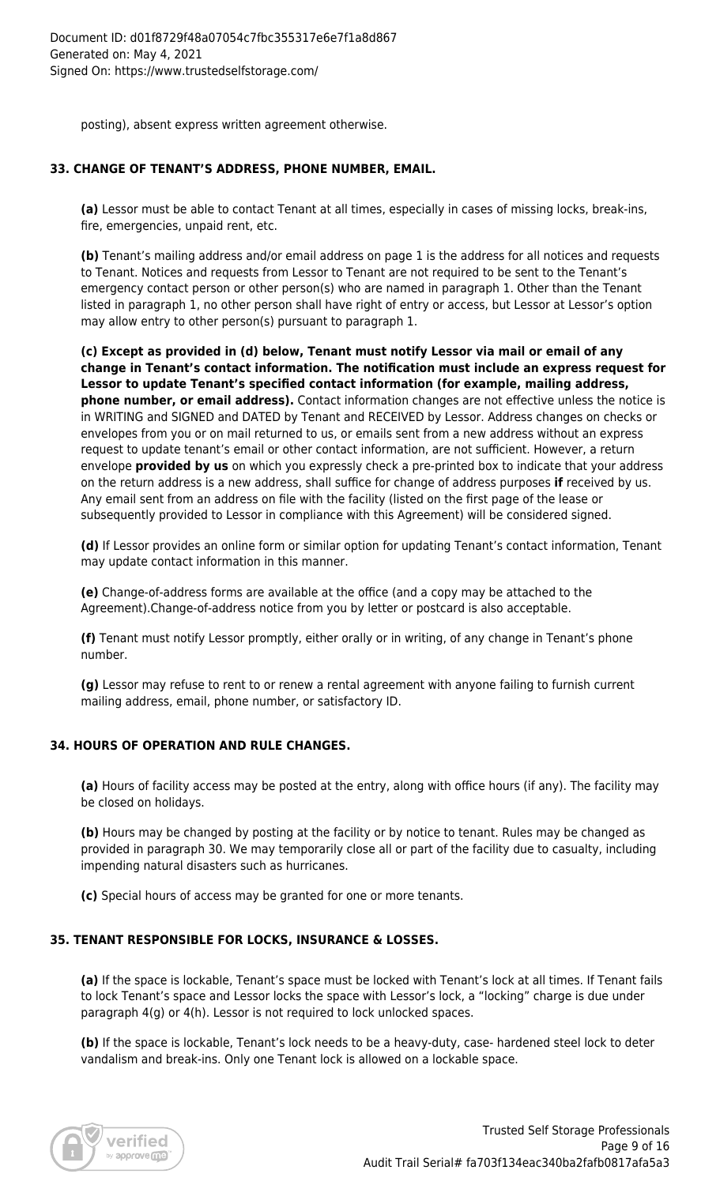posting), absent express written agreement otherwise.

### 33. CHANGE OF TENANT'S ADDRESS, PHONE NUMBER, EMAIL.

**(a)** Lessor must be able to contact Tenant at all times, especially in cases of missing locks, break-ins, fire, emergencies, unpaid rent, etc.

**(b)** Tenant's mailing address and/or email address on page 1 is the address for all notices and requests to Tenant. Notices and requests from Lessor to Tenant are not required to be sent to the Tenant's emergency contact person or other person(s) who are named in paragraph 1. Other than the Tenant listed in paragraph 1, no other person shall have right of entry or access, but Lessor at Lessor's option may allow entry to other person(s) pursuant to paragraph 1.

**(c) Except as provided in (d) below, Tenant must notify Lessor via mail or email of any change in Tenant's contact information. The notification must include an express request for Lessor to update Tenant's specified contact information (for example, mailing address, phone number, or email address).** Contact information changes are not effective unless the notice is in WRITING and SIGNED and DATED by Tenant and RECEIVED by Lessor. Address changes on checks or envelopes from you or on mail returned to us, or emails sent from a new address without an express request to update tenant's email or other contact information, are not sufficient. However, a return envelope **provided by us** on which you expressly check a pre-printed box to indicate that your address on the return address is a new address, shall suffice for change of address purposes **if** received by us. Any email sent from an address on file with the facility (listed on the first page of the lease or subsequently provided to Lessor in compliance with this Agreement) will be considered signed.

**(d)** If Lessor provides an online form or similar option for updating Tenant's contact information, Tenant may update contact information in this manner.

**(e)** Change-of-address forms are available at the office (and a copy may be attached to the Agreement).Change-of-address notice from you by letter or postcard is also acceptable.

**(f)** Tenant must notify Lessor promptly, either orally or in writing, of any change in Tenant's phone number.

**(g)** Lessor may refuse to rent to or renew a rental agreement with anyone failing to furnish current mailing address, email, phone number, or satisfactory ID.

### 34. HOURS OF OPERATION AND RULE CHANGES.

**(a)** Hours of facility access may be posted at the entry, along with office hours (if any). The facility may be closed on holidays.

**(b)** Hours may be changed by posting at the facility or by notice to tenant. Rules may be changed as provided in paragraph 30. We may temporarily close all or part of the facility due to casualty, including impending natural disasters such as hurricanes.

**(c)** Special hours of access may be granted for one or more tenants.

### 35. TENANT RESPONSIBLE FOR LOCKS, INSURANCE & LOSSES.

**(a)** If the space is lockable, Tenant's space must be locked with Tenant's lock at all times. If Tenant fails to lock Tenant's space and Lessor locks the space with Lessor's lock, a "locking" charge is due under paragraph 4(g) or 4(h). Lessor is not required to lock unlocked spaces.

**(b)** If the space is lockable, Tenant's lock needs to be a heavy-duty, case- hardened steel lock to deter vandalism and break-ins. Only one Tenant lock is allowed on a lockable space.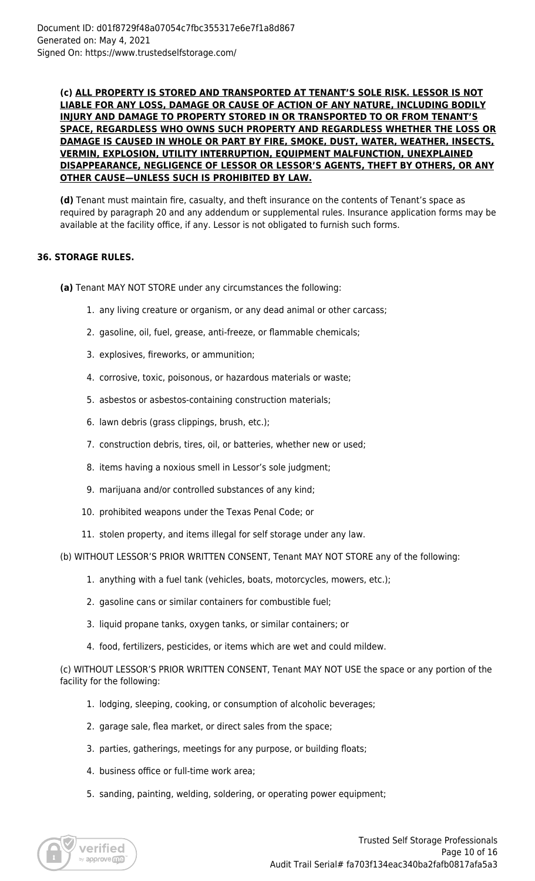**(c) <u>ALL PROPERTY IS STORED AND TRANSPORTED AT TENANT'S SOLE RISK. LESSOR IS NOT LIABLE FOR ANY LOSS, DAMAGE OR CAUSE OF ACTION OF ANY NATURE, INCLUDING BODILY INJURY AND DAMAGE TO PROPERTY STORED IN OR TRANSPORTED TO OR FROM TENANT'S SPACE, REGARDLESS WHO OWNS SUCH PROPERTY AND REGARDLESS WHETHER THE LOSS OR DAMAGE IS CAUSED IN WHOLE OR PART BY FIRE, SMOKE, DUST, WATER, WEATHER, INSECTS, VERMIN, EXPLOSION, UTILITY INTERRUPTION, EQUIPMENT MALFUNCTION, UNEXPLAINED DISAPPEARANCE, NEGLIGENCE OF LESSOR OR LESSOR'S AGENTS, THEFT BY OTHERS, OR ANY OTHER CAUSE—UNLESS SUCH IS PROHIBITED BY LAW.</u>**

**(d)** Tenant must maintain fire, casualty, and theft insurance on the contents of Tenant's space as required by paragraph 20 and any addendum or supplemental rules. Insurance application forms may be available at the facility office, if any. Lessor is not obligated to furnish such forms.

**36. STORAGE RULES.**

**(a)** Tenant MAY NOT STORE under any circumstances the following:

1. any living creature or organism, or any dead animal or other carcass;
2. gasoline, oil, fuel, grease, anti-freeze, or flammable chemicals;
3. explosives, fireworks, or ammunition;
4. corrosive, toxic, poisonous, or hazardous materials or waste;
5. asbestos or asbestos-containing construction materials;
6. lawn debris (grass clippings, brush, etc.);
7. construction debris, tires, oil, or batteries, whether new or used;
8. items having a noxious smell in Lessor's sole judgment;
9. marijuana and/or controlled substances of any kind;
10. prohibited weapons under the Texas Penal Code; or
11. stolen property, and items illegal for self storage under any law.

(b) WITHOUT LESSOR'S PRIOR WRITTEN CONSENT, Tenant MAY NOT STORE any of the following:

1. anything with a fuel tank (vehicles, boats, motorcycles, mowers, etc.);
2. gasoline cans or similar containers for combustible fuel;
3. liquid propane tanks, oxygen tanks, or similar containers; or
4. food, fertilizers, pesticides, or items which are wet and could mildew.

(c) WITHOUT LESSOR'S PRIOR WRITTEN CONSENT, Tenant MAY NOT USE the space or any portion of the facility for the following:

1. lodging, sleeping, cooking, or consumption of alcoholic beverages;
2. garage sale, flea market, or direct sales from the space;
3. parties, gatherings, meetings for any purpose, or building floats;
4. business office or full-time work area;
5. sanding, painting, welding, soldering, or operating power equipment;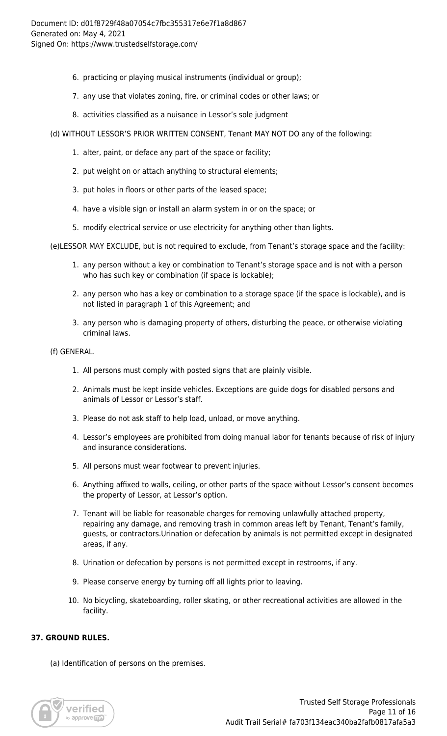6. practicing or playing musical instruments (individual or group);
7. any use that violates zoning, fire, or criminal codes or other laws; or
8. activities classified as a nuisance in Lessor's sole judgment

(d) WITHOUT LESSOR'S PRIOR WRITTEN CONSENT, Tenant MAY NOT DO any of the following:

1. alter, paint, or deface any part of the space or facility;
2. put weight on or attach anything to structural elements;
3. put holes in floors or other parts of the leased space;
4. have a visible sign or install an alarm system in or on the space; or
5. modify electrical service or use electricity for anything other than lights.

(e)LESSOR MAY EXCLUDE, but is not required to exclude, from Tenant's storage space and the facility:

1. any person without a key or combination to Tenant's storage space and is not with a person who has such key or combination (if space is lockable);
2. any person who has a key or combination to a storage space (if the space is lockable), and is not listed in paragraph 1 of this Agreement; and
3. any person who is damaging property of others, disturbing the peace, or otherwise violating criminal laws.

(f) GENERAL.

1. All persons must comply with posted signs that are plainly visible.
2. Animals must be kept inside vehicles. Exceptions are guide dogs for disabled persons and animals of Lessor or Lessor's staff.
3. Please do not ask staff to help load, unload, or move anything.
4. Lessor's employees are prohibited from doing manual labor for tenants because of risk of injury and insurance considerations.
5. All persons must wear footwear to prevent injuries.
6. Anything affixed to walls, ceiling, or other parts of the space without Lessor's consent becomes the property of Lessor, at Lessor's option.
7. Tenant will be liable for reasonable charges for removing unlawfully attached property, repairing any damage, and removing trash in common areas left by Tenant, Tenant's family, guests, or contractors.Urination or defecation by animals is not permitted except in designated areas, if any.
8. Urination or defecation by persons is not permitted except in restrooms, if any.
9. Please conserve energy by turning off all lights prior to leaving.
10. No bicycling, skateboarding, roller skating, or other recreational activities are allowed in the facility.

**37. GROUND RULES.**

(a) Identification of persons on the premises.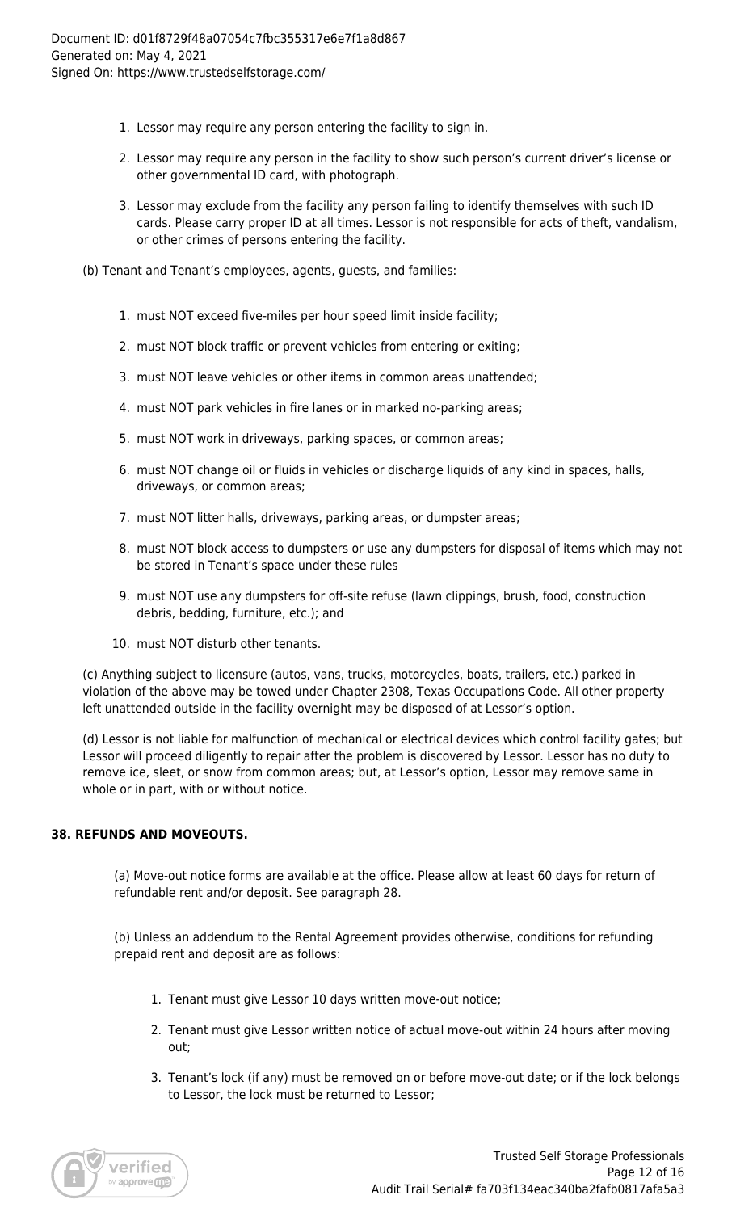1. Lessor may require any person entering the facility to sign in.
2. Lessor may require any person in the facility to show such person's current driver's license or other governmental ID card, with photograph.
3. Lessor may exclude from the facility any person failing to identify themselves with such ID cards. Please carry proper ID at all times. Lessor is not responsible for acts of theft, vandalism, or other crimes of persons entering the facility.

(b) Tenant and Tenant's employees, agents, guests, and families:

1. must NOT exceed five-miles per hour speed limit inside facility;
2. must NOT block traffic or prevent vehicles from entering or exiting;
3. must NOT leave vehicles or other items in common areas unattended;
4. must NOT park vehicles in fire lanes or in marked no-parking areas;
5. must NOT work in driveways, parking spaces, or common areas;
6. must NOT change oil or fluids in vehicles or discharge liquids of any kind in spaces, halls, driveways, or common areas;
7. must NOT litter halls, driveways, parking areas, or dumpster areas;
8. must NOT block access to dumpsters or use any dumpsters for disposal of items which may not be stored in Tenant's space under these rules
9. must NOT use any dumpsters for off-site refuse (lawn clippings, brush, food, construction debris, bedding, furniture, etc.); and
10. must NOT disturb other tenants.

(c) Anything subject to licensure (autos, vans, trucks, motorcycles, boats, trailers, etc.) parked in violation of the above may be towed under Chapter 2308, Texas Occupations Code. All other property left unattended outside in the facility overnight may be disposed of at Lessor's option.

(d) Lessor is not liable for malfunction of mechanical or electrical devices which control facility gates; but Lessor will proceed diligently to repair after the problem is discovered by Lessor. Lessor has no duty to remove ice, sleet, or snow from common areas; but, at Lessor's option, Lessor may remove same in whole or in part, with or without notice.

**38. REFUNDS AND MOVEOUTS.**

(a) Move-out notice forms are available at the office. Please allow at least 60 days for return of refundable rent and/or deposit. See paragraph 28.

(b) Unless an addendum to the Rental Agreement provides otherwise, conditions for refunding prepaid rent and deposit are as follows:

1. Tenant must give Lessor 10 days written move-out notice;
2. Tenant must give Lessor written notice of actual move-out within 24 hours after moving out;
3. Tenant's lock (if any) must be removed on or before move-out date; or if the lock belongs to Lessor, the lock must be returned to Lessor;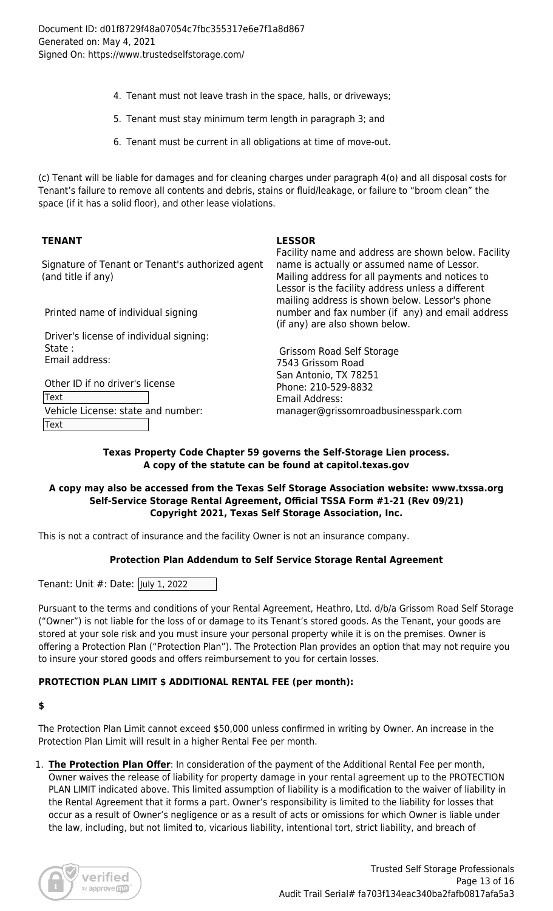4. Tenant must not leave trash in the space, halls, or driveways;
5. Tenant must stay minimum term length in paragraph 3; and
6. Tenant must be current in all obligations at time of move-out.

(c) Tenant will be liable for damages and for cleaning charges under paragraph 4(o) and all disposal costs for Tenant's failure to remove all contents and debris, stains or fluid/leakage, or failure to "broom clean" the space (if it has a solid floor), and other lease violations.

**TENANT**

Signature of Tenant or Tenant's authorized agent (and title if any)

Printed name of individual signing

Driver's license of individual signing:
State :
Email address:

Other ID if no driver's license
Text
Vehicle License: state and number:
Text

**LESSOR**

Facility name and address are shown below. Facility name is actually or assumed name of Lessor. Mailing address for all payments and notices to Lessor is the facility address unless a different mailing address is shown below. Lessor's phone number and fax number (if any) and email address (if any) are also shown below.

Grissom Road Self Storage
7543 Grissom Road
San Antonio, TX 78251
Phone: 210-529-8832
Email Address:
manager@grissomroadbusinesspark.com

**Texas Property Code Chapter 59 governs the Self-Storage Lien process.**
**A copy of the statute can be found at capitol.texas.gov**

**A copy may also be accessed from the Texas Self Storage Association website: www.txssa.org**
**Self-Service Storage Rental Agreement, Official TSSA Form #1-21 (Rev 09/21)**
**Copyright 2021, Texas Self Storage Association, Inc.**

This is not a contract of insurance and the facility Owner is not an insurance company.

**Protection Plan Addendum to Self Service Storage Rental Agreement**

Tenant: Unit #: Date: July 1, 2022

Pursuant to the terms and conditions of your Rental Agreement, Heathro, Ltd. d/b/a Grissom Road Self Storage ("Owner") is not liable for the loss of or damage to its Tenant's stored goods. As the Tenant, your goods are stored at your sole risk and you must insure your personal property while it is on the premises. Owner is offering a Protection Plan ("Protection Plan"). The Protection Plan provides an option that may not require you to insure your stored goods and offers reimbursement to you for certain losses.

**PROTECTION PLAN LIMIT $ ADDITIONAL RENTAL FEE (per month):**

**$**

The Protection Plan Limit cannot exceed $50,000 unless confirmed in writing by Owner. An increase in the Protection Plan Limit will result in a higher Rental Fee per month.

1. **The Protection Plan Offer**: In consideration of the payment of the Additional Rental Fee per month, Owner waives the release of liability for property damage in your rental agreement up to the PROTECTION PLAN LIMIT indicated above. This limited assumption of liability is a modification to the waiver of liability in the Rental Agreement that it forms a part. Owner's responsibility is limited to the liability for losses that occur as a result of Owner's negligence or as a result of acts or omissions for which Owner is liable under the law, including, but not limited to, vicarious liability, intentional tort, strict liability, and breach of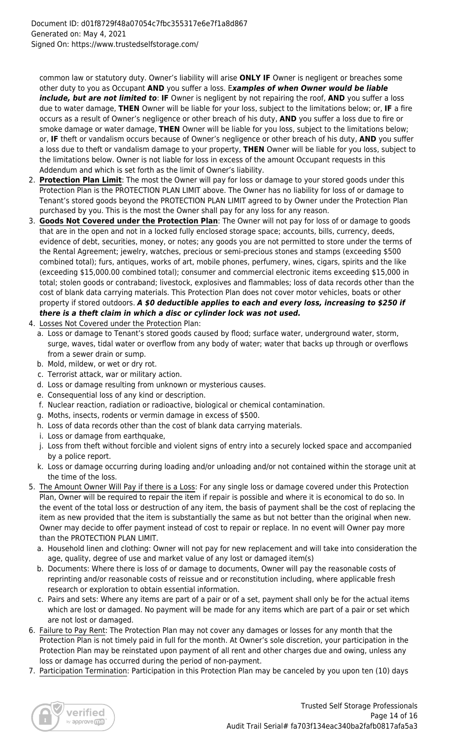common law or statutory duty. Owner's liability will arise **ONLY IF** Owner is negligent or breaches some other duty to you as Occupant **AND** you suffer a loss. E***xamples of when Owner would be liable include, but are not limited to***: **IF** Owner is negligent by not repairing the roof, **AND** you suffer a loss due to water damage, **THEN** Owner will be liable for your loss, subject to the limitations below; or, **IF** a fire occurs as a result of Owner's negligence or other breach of his duty, **AND** you suffer a loss due to fire or smoke damage or water damage, **THEN** Owner will be liable for you loss, subject to the limitations below; or, **IF** theft or vandalism occurs because of Owner's negligence or other breach of his duty, **AND** you suffer a loss due to theft or vandalism damage to your property, **THEN** Owner will be liable for you loss, subject to the limitations below. Owner is not liable for loss in excess of the amount Occupant requests in this Addendum and which is set forth as the limit of Owner's liability.

2. **Protection Plan Limit**: The most the Owner will pay for loss or damage to your stored goods under this Protection Plan is the PROTECTION PLAN LIMIT above. The Owner has no liability for loss of or damage to Tenant's stored goods beyond the PROTECTION PLAN LIMIT agreed to by Owner under the Protection Plan purchased by you. This is the most the Owner shall pay for any loss for any reason.
3. **Goods Not Covered under the Protection Plan**: The Owner will not pay for loss of or damage to goods that are in the open and not in a locked fully enclosed storage space; accounts, bills, currency, deeds, evidence of debt, securities, money, or notes; any goods you are not permitted to store under the terms of the Rental Agreement; jewelry, watches, precious or semi-precious stones and stamps (exceeding $500 combined total); furs, antiques, works of art, mobile phones, perfumery, wines, cigars, spirits and the like (exceeding $15,000.00 combined total); consumer and commercial electronic items exceeding $15,000 in total; stolen goods or contraband; livestock, explosives and flammables; loss of data records other than the cost of blank data carrying materials. This Protection Plan does not cover motor vehicles, boats or other property if stored outdoors. ***A $0 deductible applies to each and every loss, increasing to $250 if there is a theft claim in which a disc or cylinder lock was not used.***
4. Losses Not Covered under the Protection Plan:
   a. Loss or damage to Tenant's stored goods caused by flood; surface water, underground water, storm, surge, waves, tidal water or overflow from any body of water; water that backs up through or overflows from a sewer drain or sump.
   b. Mold, mildew, or wet or dry rot.
   c. Terrorist attack, war or military action.
   d. Loss or damage resulting from unknown or mysterious causes.
   e. Consequential loss of any kind or description.
   f. Nuclear reaction, radiation or radioactive, biological or chemical contamination.
   g. Moths, insects, rodents or vermin damage in excess of $500.
   h. Loss of data records other than the cost of blank data carrying materials.
   i. Loss or damage from earthquake,
   j. Loss from theft without forcible and violent signs of entry into a securely locked space and accompanied by a police report.
   k. Loss or damage occurring during loading and/or unloading and/or not contained within the storage unit at the time of the loss.
5. The Amount Owner Will Pay if there is a Loss: For any single loss or damage covered under this Protection Plan, Owner will be required to repair the item if repair is possible and where it is economical to do so. In the event of the total loss or destruction of any item, the basis of payment shall be the cost of replacing the item as new provided that the item is substantially the same as but not better than the original when new. Owner may decide to offer payment instead of cost to repair or replace. In no event will Owner pay more than the PROTECTION PLAN LIMIT.
   a. Household linen and clothing: Owner will not pay for new replacement and will take into consideration the age, quality, degree of use and market value of any lost or damaged item(s)
   b. Documents: Where there is loss of or damage to documents, Owner will pay the reasonable costs of reprinting and/or reasonable costs of reissue and or reconstitution including, where applicable fresh research or exploration to obtain essential information.
   c. Pairs and sets: Where any items are part of a pair or of a set, payment shall only be for the actual items which are lost or damaged. No payment will be made for any items which are part of a pair or set which are not lost or damaged.
6. Failure to Pay Rent: The Protection Plan may not cover any damages or losses for any month that the Protection Plan is not timely paid in full for the month. At Owner's sole discretion, your participation in the Protection Plan may be reinstated upon payment of all rent and other charges due and owing, unless any loss or damage has occurred during the period of non-payment.
7. Participation Termination: Participation in this Protection Plan may be canceled by you upon ten (10) days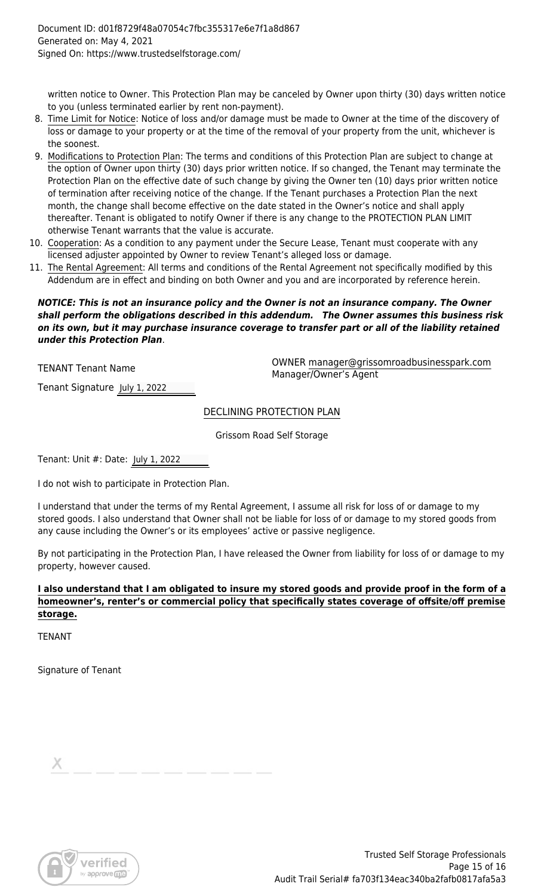written notice to Owner. This Protection Plan may be canceled by Owner upon thirty (30) days written notice to you (unless terminated earlier by rent non-payment).

8. Time Limit for Notice: Notice of loss and/or damage must be made to Owner at the time of the discovery of loss or damage to your property or at the time of the removal of your property from the unit, whichever is the soonest.
9. Modifications to Protection Plan: The terms and conditions of this Protection Plan are subject to change at the option of Owner upon thirty (30) days prior written notice. If so changed, the Tenant may terminate the Protection Plan on the effective date of such change by giving the Owner ten (10) days prior written notice of termination after receiving notice of the change. If the Tenant purchases a Protection Plan the next month, the change shall become effective on the date stated in the Owner's notice and shall apply thereafter. Tenant is obligated to notify Owner if there is any change to the PROTECTION PLAN LIMIT otherwise Tenant warrants that the value is accurate.
10. Cooperation: As a condition to any payment under the Secure Lease, Tenant must cooperate with any licensed adjuster appointed by Owner to review Tenant's alleged loss or damage.
11. The Rental Agreement: All terms and conditions of the Rental Agreement not specifically modified by this Addendum are in effect and binding on both Owner and you and are incorporated by reference herein.

***NOTICE: This is not an insurance policy and the Owner is not an insurance company. The Owner shall perform the obligations described in this addendum. The Owner assumes this business risk on its own, but it may purchase insurance coverage to transfer part or all of the liability retained under this Protection Plan***.

TENANT Tenant Name

Tenant Signature July 1, 2022

OWNER manager@grissomroadbusinesspark.com
Manager/Owner's Agent

## DECLINING PROTECTION PLAN

Grissom Road Self Storage

Tenant: Unit #: Date: July 1, 2022

I do not wish to participate in Protection Plan.

I understand that under the terms of my Rental Agreement, I assume all risk for loss of or damage to my stored goods. I also understand that Owner shall not be liable for loss of or damage to my stored goods from any cause including the Owner's or its employees' active or passive negligence.

By not participating in the Protection Plan, I have released the Owner from liability for loss of or damage to my property, however caused.

**I also understand that I am obligated to insure my stored goods and provide proof in the form of a homeowner's, renter's or commercial policy that specifically states coverage of offsite/off premise storage.**

TENANT

Signature of Tenant

X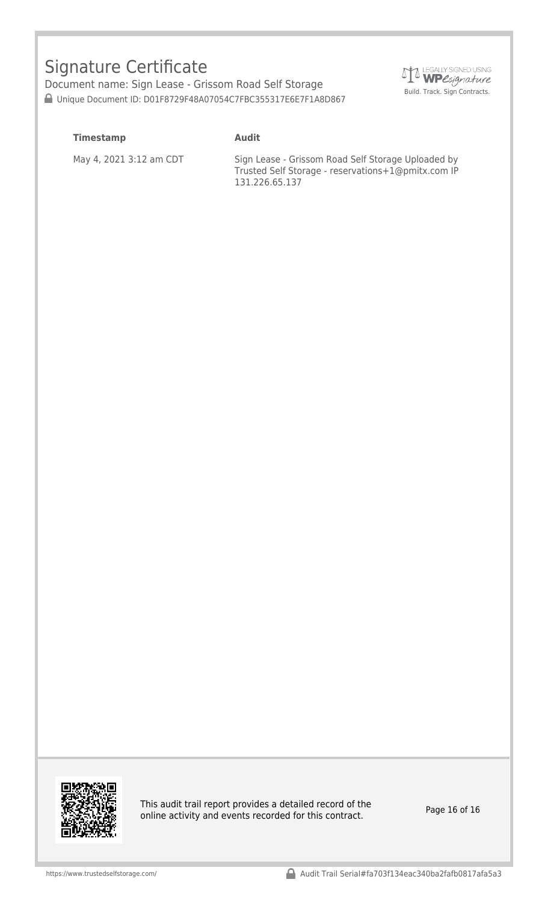# Signature Certificate

Document name: Sign Lease - Grissom Road Self Storage

Unique Document ID: D01F8729F48A07054C7FBC355317E6E7F1A8D867

LEGALLY SIGNED USING WPeSignature
Build. Track. Sign Contracts.

| Timestamp | Audit |
| --- | --- |
| May 4, 2021 3:12 am CDT | Sign Lease - Grissom Road Self Storage Uploaded by Trusted Self Storage - reservations+1@pmitx.com IP 131.226.65.137 |

This audit trail report provides a detailed record of the online activity and events recorded for this contract.

https://www.trustedselfstorage.com/

Audit Trail Serial#fa703f134eac340ba2fafb0817afa5a3